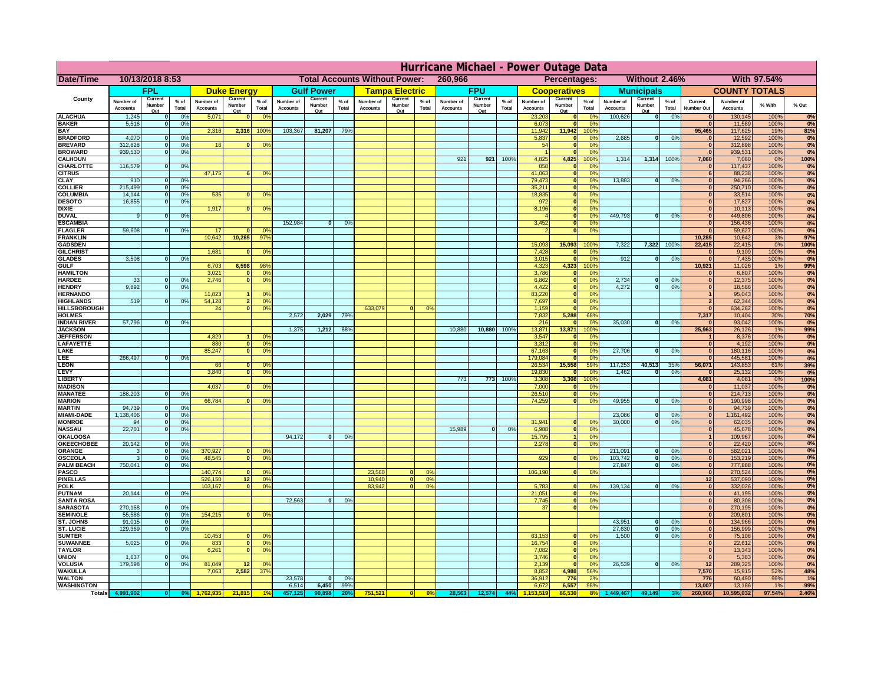# Hurricane Michael - Power Outage Data

| Date/Time | 10/13/2018 8:53 | Total Accounts Without Power: | 260,966 | Percentages: | Without 2.46% | With 97.54% |
|---|---|---|---|---|---|---|

| County | FPL | | | Duke Energy | | | Gulf Power | | | Tampa Electric | | | FPU | | | Cooperatives | | | Municipals | | | COUNTY TOTALS | | | |
|---|---|---|---|---|---|---|---|---|---|---|---|---|---|---|---|---|---|---|---|---|---|---|---|---|---|
| | Number of Accounts | Current Number Out | % of Total | Number of Accounts | Current Number Out | % of Total | Number of Accounts | Current Number Out | % of Total | Number of Accounts | Current Number Out | % of Total | Number of Accounts | Current Number Out | % of Total | Number of Accounts | Current Number Out | % of Total | Number of Accounts | Current Number Out | % of Total | Current Number Out | Number of Accounts | % With | % Out |
| ALACHUA | 1,245 | 0 | 0% | 5,071 | 0 | 0% | | | | | | | | | | 23,203 | 0 | 0% | 100,626 | 0 | 0% | 0 | 130,145 | 100% | 0% |
| BAKER | 5,516 | 0 | 0% | | | | | | | | | | | | | 6,073 | 0 | 0% | | | | 0 | 11,589 | 100% | 0% |
| BAY | | | | 2,316 | 2,316 | 100% | 103,367 | 81,207 | 79% | | | | | | | 11,942 | 11,942 | 100% | | | | 95,465 | 117,625 | 19% | 81% |
| BRADFORD | 4,070 | 0 | 0% | | | | | | | | | | | | | 5,837 | 0 | 0% | 2,685 | 0 | 0% | 0 | 12,592 | 100% | 0% |
| BREVARD | 312,828 | 0 | 0% | 16 | 0 | 0% | | | | | | | | | | 54 | 0 | 0% | | | | 0 | 312,898 | 100% | 0% |
| BROWARD | 939,530 | 0 | 0% | | | | | | | | | | | | | 1 | 0 | 0% | | | | 0 | 939,531 | 100% | 0% |
| CALHOUN | | | | | | | | | | | | | 921 | 921 | 100% | 4,825 | 4,825 | 100% | 1,314 | 1,314 | 100% | 7,060 | 7,060 | 0% | 100% |
| CHARLOTTE | 116,579 | 0 | 0% | | | | | | | | | | | | | 858 | 0 | 0% | | | | 0 | 117,437 | 100% | 0% |
| CITRUS | | | | 47,175 | 6 | 0% | | | | | | | | | | 41,063 | 0 | 0% | | | | 6 | 88,238 | 100% | 0% |
| CLAY | 910 | 0 | 0% | | | | | | | | | | | | | 79,473 | 0 | 0% | 13,883 | 0 | 0% | 0 | 94,266 | 100% | 0% |
| COLLIER | 215,499 | 0 | 0% | | | | | | | | | | | | | 35,211 | 0 | 0% | | | | 0 | 250,710 | 100% | 0% |
| COLUMBIA | 14,144 | 0 | 0% | 535 | 0 | 0% | | | | | | | | | | 18,835 | 0 | 0% | | | | 0 | 33,514 | 100% | 0% |
| DESOTO | 16,855 | 0 | 0% | | | | | | | | | | | | | 972 | 0 | 0% | | | | 0 | 17,827 | 100% | 0% |
| DIXIE | | | | 1,917 | 0 | 0% | | | | | | | | | | 8,196 | 0 | 0% | | | | 0 | 10,113 | 100% | 0% |
| DUVAL | 9 | 0 | 0% | | | | | | | | | | | | | 4 | 0 | 0% | 449,793 | 0 | 0% | 0 | 449,806 | 100% | 0% |
| ESCAMBIA | | | | | | | 152,984 | 0 | 0% | | | | | | | 3,452 | 0 | 0% | | | | 0 | 156,436 | 100% | 0% |
| FLAGLER | 59,608 | 0 | 0% | 17 | 0 | 0% | | | | | | | | | | 2 | 0 | 0% | | | | 0 | 59,627 | 100% | 0% |
| FRANKLIN | | | | 10,642 | 10,285 | 97% | | | | | | | | | | | | | | | | 10,285 | 10,642 | 3% | 97% |
| GADSDEN | | | | | | | | | | | | | | | | 15,093 | 15,093 | 100% | 7,322 | 7,322 | 100% | 22,415 | 22,415 | 0% | 100% |
| GILCHRIST | | | | 1,681 | 0 | 0% | | | | | | | | | | 7,428 | 0 | 0% | | | | 0 | 9,109 | 100% | 0% |
| GLADES | 3,508 | 0 | 0% | | | | | | | | | | | | | 3,015 | 0 | 0% | 912 | 0 | 0% | 0 | 7,435 | 100% | 0% |
| GULF | | | | 6,703 | 6,598 | 98% | | | | | | | | | | 4,323 | 4,323 | 100% | | | | 10,921 | 11,026 | 1% | 99% |
| HAMILTON | | | | 3,021 | 0 | 0% | | | | | | | | | | 3,786 | 0 | 0% | | | | 0 | 6,807 | 100% | 0% |
| HARDEE | 33 | 0 | 0% | 2,746 | 0 | 0% | | | | | | | | | | 6,862 | 0 | 0% | 2,734 | 0 | 0% | 0 | 12,375 | 100% | 0% |
| HENDRY | 9,892 | 0 | 0% | | | | | | | | | | | | | 4,422 | 0 | 0% | 4,272 | 0 | 0% | 0 | 18,586 | 100% | 0% |
| HERNANDO | | | | 11,823 | 1 | 0% | | | | | | | | | | 83,220 | 0 | 0% | | | | 1 | 95,043 | 100% | 0% |
| HIGHLANDS | 519 | 0 | 0% | 54,128 | 2 | 0% | | | | | | | | | | 7,697 | 0 | 0% | | | | 2 | 62,344 | 100% | 0% |
| HILLSBOROUGH | | | | 24 | 0 | 0% | | | | 633,079 | 0 | 0% | | | | 1,159 | 0 | 0% | | | | 0 | 634,262 | 100% | 0% |
| HOLMES | | | | | | | 2,572 | 2,029 | 79% | | | | | | | 7,832 | 5,288 | 68% | | | | 7,317 | 10,404 | 30% | 70% |
| INDIAN RIVER | 57,796 | 0 | 0% | | | | | | | | | | | | | 216 | 0 | 0% | 35,030 | 0 | 0% | 0 | 93,042 | 100% | 0% |
| JACKSON | | | | | | | 1,375 | 1,212 | 88% | | | | 10,880 | 10,880 | 100% | 13,871 | 13,871 | 100% | | | | 25,963 | 26,126 | 1% | 99% |
| JEFFERSON | | | | 4,829 | 1 | 0% | | | | | | | | | | 3,547 | 0 | 0% | | | | 1 | 8,376 | 100% | 0% |
| LAFAYETTE | | | | 880 | 0 | 0% | | | | | | | | | | 3,312 | 0 | 0% | | | | 0 | 4,192 | 100% | 0% |
| LAKE | | | | 85,247 | 0 | 0% | | | | | | | | | | 67,163 | 0 | 0% | 27,706 | 0 | 0% | 0 | 180,116 | 100% | 0% |
| LEE | 266,497 | 0 | 0% | | | | | | | | | | | | | 179,084 | 0 | 0% | | | | 0 | 445,581 | 100% | 0% |
| LEON | | | | 66 | 0 | 0% | | | | | | | | | | 26,534 | 15,558 | 59% | 117,253 | 40,513 | 35% | 56,071 | 143,853 | 61% | 39% |
| LEVY | | | | 3,840 | 0 | 0% | | | | | | | | | | 19,830 | 0 | 0% | 1,462 | 0 | 0% | 0 | 25,132 | 100% | 0% |
| LIBERTY | | | | | | | | | | | | | 773 | 773 | 100% | 3,308 | 3,308 | 100% | | | | 4,081 | 4,081 | 0% | 100% |
| MADISON | | | | 4,037 | 0 | 0% | | | | | | | | | | 7,000 | 0 | 0% | | | | 0 | 11,037 | 100% | 0% |
| MANATEE | 188,203 | 0 | 0% | | | | | | | | | | | | | 26,510 | 0 | 0% | | | | 0 | 214,713 | 100% | 0% |
| MARION | | | | 66,784 | 0 | 0% | | | | | | | | | | 74,259 | 0 | 0% | 49,955 | 0 | 0% | 0 | 190,998 | 100% | 0% |
| MARTIN | 94,739 | 0 | 0% | | | | | | | | | | | | | | | | | | | 0 | 94,739 | 100% | 0% |
| MIAMI-DADE | 1,138,406 | 0 | 0% | | | | | | | | | | | | | | | | 23,086 | 0 | 0% | 0 | 1,161,492 | 100% | 0% |
| MONROE | 94 | 0 | 0% | | | | | | | | | | | | | 31,941 | 0 | 0% | 30,000 | 0 | 0% | 0 | 62,035 | 100% | 0% |
| NASSAU | 22,701 | 0 | 0% | | | | | | | | | | 15,989 | 0 | 0% | 6,988 | 0 | 0% | | | | 0 | 45,678 | 100% | 0% |
| OKALOOSA | | | | | | | 94,172 | 0 | 0% | | | | | | | 15,795 | 1 | 0% | | | | 1 | 109,967 | 100% | 0% |
| OKEECHOBEE | 20,142 | 0 | 0% | | | | | | | | | | | | | 2,278 | 0 | 0% | | | | 0 | 22,420 | 100% | 0% |
| ORANGE | 3 | 0 | 0% | 370,927 | 0 | 0% | | | | | | | | | | | | | 211,091 | 0 | 0% | 0 | 582,021 | 100% | 0% |
| OSCEOLA | 3 | 0 | 0% | 48,545 | 0 | 0% | | | | | | | | | | 929 | 0 | 0% | 103,742 | 0 | 0% | 0 | 153,219 | 100% | 0% |
| PALM BEACH | 750,041 | 0 | 0% | | | | | | | | | | | | | | | | 27,847 | 0 | 0% | 0 | 777,888 | 100% | 0% |
| PASCO | | | | 140,774 | 0 | 0% | | | | 23,560 | 0 | 0% | | | | 106,190 | 0 | 0% | | | | 0 | 270,524 | 100% | 0% |
| PINELLAS | | | | 526,150 | 12 | 0% | | | | 10,940 | 0 | 0% | | | | | | | | | | 12 | 537,090 | 100% | 0% |
| POLK | | | | 103,167 | 0 | 0% | | | | 83,942 | 0 | 0% | | | | 5,783 | 0 | 0% | 139,134 | 0 | 0% | 0 | 332,026 | 100% | 0% |
| PUTNAM | 20,144 | 0 | 0% | | | | | | | | | | | | | 21,051 | 0 | 0% | | | | 0 | 41,195 | 100% | 0% |
| SANTA ROSA | | | | | | | 72,563 | 0 | 0% | | | | | | | 7,745 | 0 | 0% | | | | 0 | 80,308 | 100% | 0% |
| SARASOTA | 270,158 | 0 | 0% | | | | | | | | | | | | | 37 | 0 | 0% | | | | 0 | 270,195 | 100% | 0% |
| SEMINOLE | 55,586 | 0 | 0% | 154,215 | 0 | 0% | | | | | | | | | | | | | | | | 0 | 209,801 | 100% | 0% |
| ST. JOHNS | 91,015 | 0 | 0% | | | | | | | | | | | | | | | | 43,951 | 0 | 0% | 0 | 134,966 | 100% | 0% |
| ST. LUCIE | 129,369 | 0 | 0% | | | | | | | | | | | | | | | | 27,630 | 0 | 0% | 0 | 156,999 | 100% | 0% |
| SUMTER | | | | 10,453 | 0 | 0% | | | | | | | | | | 63,153 | 0 | 0% | 1,500 | 0 | 0% | 0 | 75,106 | 100% | 0% |
| SUWANNEE | 5,025 | 0 | 0% | 833 | 0 | 0% | | | | | | | | | | 16,754 | 0 | 0% | | | | 0 | 22,612 | 100% | 0% |
| TAYLOR | | | | 6,261 | 0 | 0% | | | | | | | | | | 7,082 | 0 | 0% | | | | 0 | 13,343 | 100% | 0% |
| UNION | 1,637 | 0 | 0% | | | | | | | | | | | | | 3,746 | 0 | 0% | | | | 0 | 5,383 | 100% | 0% |
| VOLUSIA | 179,598 | 0 | 0% | 81,049 | 12 | 0% | | | | | | | | | | 2,139 | 0 | 0% | 26,539 | 0 | 0% | 12 | 289,325 | 100% | 0% |
| WAKULLA | | | | 7,063 | 2,582 | 37% | | | | | | | | | | 8,852 | 4,988 | 56% | | | | 7,570 | 15,915 | 52% | 48% |
| WALTON | | | | | | | 23,578 | 0 | 0% | | | | | | | 36,912 | 776 | 2% | | | | 776 | 60,490 | 99% | 1% |
| WASHINGTON | | | | | | | 6,514 | 6,450 | 99% | | | | | | | 6,672 | 6,557 | 98% | | | | 13,007 | 13,186 | 1% | 99% |
| Totals | 4,991,902 | 0 | 0% | 1,762,935 | 21,815 | 1% | 457,125 | 90,898 | 20% | 751,521 | 0 | 0% | 28,563 | 12,574 | 44% | 1,153,519 | 86,530 | 8% | 1,449,467 | 49,149 | 3% | 260,966 | 10,595,032 | 97.54% | 2.46% |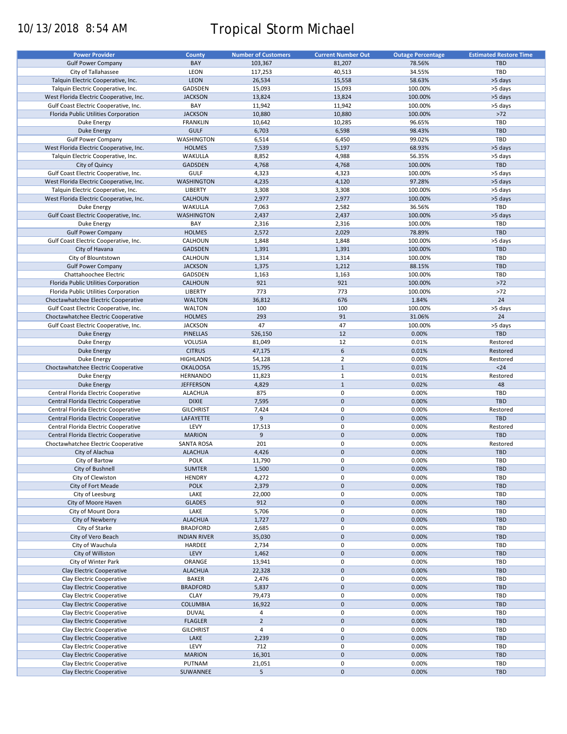10/13/2018 8:54 AM

# Tropical Storm Michael

| Power Provider | County | Number of Customers | Current Number Out | Outage Percentage | Estimated Restore Time |
|---|---|---|---|---|---|
| Gulf Power Company | BAY | 103,367 | 81,207 | 78.56% | TBD |
| City of Tallahassee | LEON | 117,253 | 40,513 | 34.55% | TBD |
| Talquin Electric Cooperative, Inc. | LEON | 26,534 | 15,558 | 58.63% | >5 days |
| Talquin Electric Cooperative, Inc. | GADSDEN | 15,093 | 15,093 | 100.00% | >5 days |
| West Florida Electric Cooperative, Inc. | JACKSON | 13,824 | 13,824 | 100.00% | >5 days |
| Gulf Coast Electric Cooperative, Inc. | BAY | 11,942 | 11,942 | 100.00% | >5 days |
| Florida Public Utilities Corporation | JACKSON | 10,880 | 10,880 | 100.00% | >72 |
| Duke Energy | FRANKLIN | 10,642 | 10,285 | 96.65% | TBD |
| Duke Energy | GULF | 6,703 | 6,598 | 98.43% | TBD |
| Gulf Power Company | WASHINGTON | 6,514 | 6,450 | 99.02% | TBD |
| West Florida Electric Cooperative, Inc. | HOLMES | 7,539 | 5,197 | 68.93% | >5 days |
| Talquin Electric Cooperative, Inc. | WAKULLA | 8,852 | 4,988 | 56.35% | >5 days |
| City of Quincy | GADSDEN | 4,768 | 4,768 | 100.00% | TBD |
| Gulf Coast Electric Cooperative, Inc. | GULF | 4,323 | 4,323 | 100.00% | >5 days |
| West Florida Electric Cooperative, Inc. | WASHINGTON | 4,235 | 4,120 | 97.28% | >5 days |
| Talquin Electric Cooperative, Inc. | LIBERTY | 3,308 | 3,308 | 100.00% | >5 days |
| West Florida Electric Cooperative, Inc. | CALHOUN | 2,977 | 2,977 | 100.00% | >5 days |
| Duke Energy | WAKULLA | 7,063 | 2,582 | 36.56% | TBD |
| Gulf Coast Electric Cooperative, Inc. | WASHINGTON | 2,437 | 2,437 | 100.00% | >5 days |
| Duke Energy | BAY | 2,316 | 2,316 | 100.00% | TBD |
| Gulf Power Company | HOLMES | 2,572 | 2,029 | 78.89% | TBD |
| Gulf Coast Electric Cooperative, Inc. | CALHOUN | 1,848 | 1,848 | 100.00% | >5 days |
| City of Havana | GADSDEN | 1,391 | 1,391 | 100.00% | TBD |
| City of Blountstown | CALHOUN | 1,314 | 1,314 | 100.00% | TBD |
| Gulf Power Company | JACKSON | 1,375 | 1,212 | 88.15% | TBD |
| Chattahoochee Electric | GADSDEN | 1,163 | 1,163 | 100.00% | TBD |
| Florida Public Utilities Corporation | CALHOUN | 921 | 921 | 100.00% | >72 |
| Florida Public Utilities Corporation | LIBERTY | 773 | 773 | 100.00% | >72 |
| Choctawhatchee Electric Cooperative | WALTON | 36,812 | 676 | 1.84% | 24 |
| Gulf Coast Electric Cooperative, Inc. | WALTON | 100 | 100 | 100.00% | >5 days |
| Choctawhatchee Electric Cooperative | HOLMES | 293 | 91 | 31.06% | 24 |
| Gulf Coast Electric Cooperative, Inc. | JACKSON | 47 | 47 | 100.00% | >5 days |
| Duke Energy | PINELLAS | 526,150 | 12 | 0.00% | TBD |
| Duke Energy | VOLUSIA | 81,049 | 12 | 0.01% | Restored |
| Duke Energy | CITRUS | 47,175 | 6 | 0.01% | Restored |
| Duke Energy | HIGHLANDS | 54,128 | 2 | 0.00% | Restored |
| Choctawhatchee Electric Cooperative | OKALOOSA | 15,795 | 1 | 0.01% | <24 |
| Duke Energy | HERNANDO | 11,823 | 1 | 0.01% | Restored |
| Duke Energy | JEFFERSON | 4,829 | 1 | 0.02% | 48 |
| Central Florida Electric Cooperative | ALACHUA | 875 | 0 | 0.00% | TBD |
| Central Florida Electric Cooperative | DIXIE | 7,595 | 0 | 0.00% | TBD |
| Central Florida Electric Cooperative | GILCHRIST | 7,424 | 0 | 0.00% | Restored |
| Central Florida Electric Cooperative | LAFAYETTE | 9 | 0 | 0.00% | TBD |
| Central Florida Electric Cooperative | LEVY | 17,513 | 0 | 0.00% | Restored |
| Central Florida Electric Cooperative | MARION | 9 | 0 | 0.00% | TBD |
| Choctawhatchee Electric Cooperative | SANTA ROSA | 201 | 0 | 0.00% | Restored |
| City of Alachua | ALACHUA | 4,426 | 0 | 0.00% | TBD |
| City of Bartow | POLK | 11,790 | 0 | 0.00% | TBD |
| City of Bushnell | SUMTER | 1,500 | 0 | 0.00% | TBD |
| City of Clewiston | HENDRY | 4,272 | 0 | 0.00% | TBD |
| City of Fort Meade | POLK | 2,379 | 0 | 0.00% | TBD |
| City of Leesburg | LAKE | 22,000 | 0 | 0.00% | TBD |
| City of Moore Haven | GLADES | 912 | 0 | 0.00% | TBD |
| City of Mount Dora | LAKE | 5,706 | 0 | 0.00% | TBD |
| City of Newberry | ALACHUA | 1,727 | 0 | 0.00% | TBD |
| City of Starke | BRADFORD | 2,685 | 0 | 0.00% | TBD |
| City of Vero Beach | INDIAN RIVER | 35,030 | 0 | 0.00% | TBD |
| City of Wauchula | HARDEE | 2,734 | 0 | 0.00% | TBD |
| City of Williston | LEVY | 1,462 | 0 | 0.00% | TBD |
| City of Winter Park | ORANGE | 13,941 | 0 | 0.00% | TBD |
| Clay Electric Cooperative | ALACHUA | 22,328 | 0 | 0.00% | TBD |
| Clay Electric Cooperative | BAKER | 2,476 | 0 | 0.00% | TBD |
| Clay Electric Cooperative | BRADFORD | 5,837 | 0 | 0.00% | TBD |
| Clay Electric Cooperative | CLAY | 79,473 | 0 | 0.00% | TBD |
| Clay Electric Cooperative | COLUMBIA | 16,922 | 0 | 0.00% | TBD |
| Clay Electric Cooperative | DUVAL | 4 | 0 | 0.00% | TBD |
| Clay Electric Cooperative | FLAGLER | 2 | 0 | 0.00% | TBD |
| Clay Electric Cooperative | GILCHRIST | 4 | 0 | 0.00% | TBD |
| Clay Electric Cooperative | LAKE | 2,239 | 0 | 0.00% | TBD |
| Clay Electric Cooperative | LEVY | 712 | 0 | 0.00% | TBD |
| Clay Electric Cooperative | MARION | 16,301 | 0 | 0.00% | TBD |
| Clay Electric Cooperative | PUTNAM | 21,051 | 0 | 0.00% | TBD |
| Clay Electric Cooperative | SUWANNEE | 5 | 0 | 0.00% | TBD |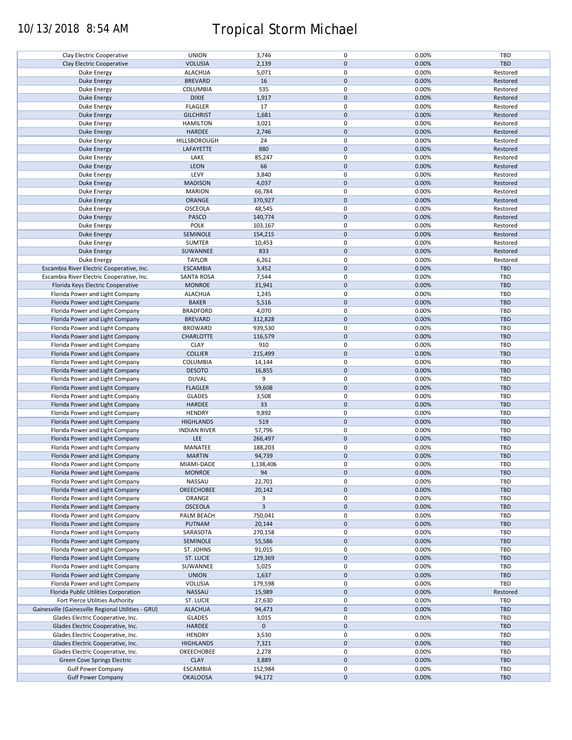| | | | | | |
|---|---|---|---|---|---|
| Clay Electric Cooperative | UNION | 3,746 | 0 | 0.00% | TBD |
| Clay Electric Cooperative | VOLUSIA | 2,139 | 0 | 0.00% | TBD |
| Duke Energy | ALACHUA | 5,071 | 0 | 0.00% | Restored |
| Duke Energy | BREVARD | 16 | 0 | 0.00% | Restored |
| Duke Energy | COLUMBIA | 535 | 0 | 0.00% | Restored |
| Duke Energy | DIXIE | 1,917 | 0 | 0.00% | Restored |
| Duke Energy | FLAGLER | 17 | 0 | 0.00% | Restored |
| Duke Energy | GILCHRIST | 1,681 | 0 | 0.00% | Restored |
| Duke Energy | HAMILTON | 3,021 | 0 | 0.00% | Restored |
| Duke Energy | HARDEE | 2,746 | 0 | 0.00% | Restored |
| Duke Energy | HILLSBOROUGH | 24 | 0 | 0.00% | Restored |
| Duke Energy | LAFAYETTE | 880 | 0 | 0.00% | Restored |
| Duke Energy | LAKE | 85,247 | 0 | 0.00% | Restored |
| Duke Energy | LEON | 66 | 0 | 0.00% | Restored |
| Duke Energy | LEVY | 3,840 | 0 | 0.00% | Restored |
| Duke Energy | MADISON | 4,037 | 0 | 0.00% | Restored |
| Duke Energy | MARION | 66,784 | 0 | 0.00% | Restored |
| Duke Energy | ORANGE | 370,927 | 0 | 0.00% | Restored |
| Duke Energy | OSCEOLA | 48,545 | 0 | 0.00% | Restored |
| Duke Energy | PASCO | 140,774 | 0 | 0.00% | Restored |
| Duke Energy | POLK | 103,167 | 0 | 0.00% | Restored |
| Duke Energy | SEMINOLE | 154,215 | 0 | 0.00% | Restored |
| Duke Energy | SUMTER | 10,453 | 0 | 0.00% | Restored |
| Duke Energy | SUWANNEE | 833 | 0 | 0.00% | Restored |
| Duke Energy | TAYLOR | 6,261 | 0 | 0.00% | Restored |
| Escambia River Electric Cooperative, Inc. | ESCAMBIA | 3,452 | 0 | 0.00% | TBD |
| Escambia River Electric Cooperative, Inc. | SANTA ROSA | 7,544 | 0 | 0.00% | TBD |
| Florida Keys Electric Cooperative | MONROE | 31,941 | 0 | 0.00% | TBD |
| Florida Power and Light Company | ALACHUA | 1,245 | 0 | 0.00% | TBD |
| Florida Power and Light Company | BAKER | 5,516 | 0 | 0.00% | TBD |
| Florida Power and Light Company | BRADFORD | 4,070 | 0 | 0.00% | TBD |
| Florida Power and Light Company | BREVARD | 312,828 | 0 | 0.00% | TBD |
| Florida Power and Light Company | BROWARD | 939,530 | 0 | 0.00% | TBD |
| Florida Power and Light Company | CHARLOTTE | 116,579 | 0 | 0.00% | TBD |
| Florida Power and Light Company | CLAY | 910 | 0 | 0.00% | TBD |
| Florida Power and Light Company | COLLIER | 215,499 | 0 | 0.00% | TBD |
| Florida Power and Light Company | COLUMBIA | 14,144 | 0 | 0.00% | TBD |
| Florida Power and Light Company | DESOTO | 16,855 | 0 | 0.00% | TBD |
| Florida Power and Light Company | DUVAL | 9 | 0 | 0.00% | TBD |
| Florida Power and Light Company | FLAGLER | 59,608 | 0 | 0.00% | TBD |
| Florida Power and Light Company | GLADES | 3,508 | 0 | 0.00% | TBD |
| Florida Power and Light Company | HARDEE | 33 | 0 | 0.00% | TBD |
| Florida Power and Light Company | HENDRY | 9,892 | 0 | 0.00% | TBD |
| Florida Power and Light Company | HIGHLANDS | 519 | 0 | 0.00% | TBD |
| Florida Power and Light Company | INDIAN RIVER | 57,796 | 0 | 0.00% | TBD |
| Florida Power and Light Company | LEE | 266,497 | 0 | 0.00% | TBD |
| Florida Power and Light Company | MANATEE | 188,203 | 0 | 0.00% | TBD |
| Florida Power and Light Company | MARTIN | 94,739 | 0 | 0.00% | TBD |
| Florida Power and Light Company | MIAMI-DADE | 1,138,406 | 0 | 0.00% | TBD |
| Florida Power and Light Company | MONROE | 94 | 0 | 0.00% | TBD |
| Florida Power and Light Company | NASSAU | 22,701 | 0 | 0.00% | TBD |
| Florida Power and Light Company | OKEECHOBEE | 20,142 | 0 | 0.00% | TBD |
| Florida Power and Light Company | ORANGE | 3 | 0 | 0.00% | TBD |
| Florida Power and Light Company | OSCEOLA | 3 | 0 | 0.00% | TBD |
| Florida Power and Light Company | PALM BEACH | 750,041 | 0 | 0.00% | TBD |
| Florida Power and Light Company | PUTNAM | 20,144 | 0 | 0.00% | TBD |
| Florida Power and Light Company | SARASOTA | 270,158 | 0 | 0.00% | TBD |
| Florida Power and Light Company | SEMINOLE | 55,586 | 0 | 0.00% | TBD |
| Florida Power and Light Company | ST. JOHNS | 91,015 | 0 | 0.00% | TBD |
| Florida Power and Light Company | ST. LUCIE | 129,369 | 0 | 0.00% | TBD |
| Florida Power and Light Company | SUWANNEE | 5,025 | 0 | 0.00% | TBD |
| Florida Power and Light Company | UNION | 1,637 | 0 | 0.00% | TBD |
| Florida Power and Light Company | VOLUSIA | 179,598 | 0 | 0.00% | TBD |
| Florida Public Utilities Corporation | NASSAU | 15,989 | 0 | 0.00% | Restored |
| Fort Pierce Utilities Authority | ST. LUCIE | 27,630 | 0 | 0.00% | TBD |
| Gainesville (Gainesville Regional Utilities - GRU) | ALACHUA | 94,473 | 0 | 0.00% | TBD |
| Glades Electric Cooperative, Inc. | GLADES | 3,015 | 0 | 0.00% | TBD |
| Glades Electric Cooperative, Inc. | HARDEE | 0 | 0 | | TBD |
| Glades Electric Cooperative, Inc. | HENDRY | 3,530 | 0 | 0.00% | TBD |
| Glades Electric Cooperative, Inc. | HIGHLANDS | 7,321 | 0 | 0.00% | TBD |
| Glades Electric Cooperative, Inc. | OKEECHOBEE | 2,278 | 0 | 0.00% | TBD |
| Green Cove Springs Electric | CLAY | 3,889 | 0 | 0.00% | TBD |
| Gulf Power Company | ESCAMBIA | 152,984 | 0 | 0.00% | TBD |
| Gulf Power Company | OKALOOSA | 94,172 | 0 | 0.00% | TBD |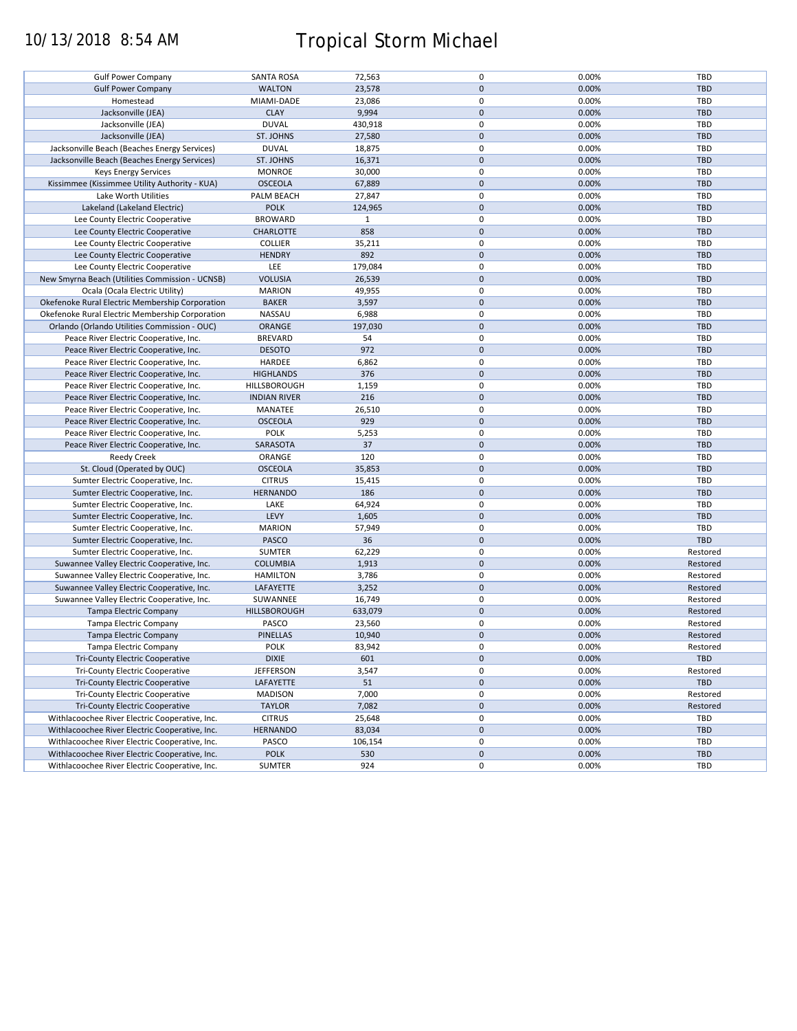# Tropical Storm Michael

10/13/2018 8:54 AM

| | | | | | |
|---|---|---|---|---|---|
| Gulf Power Company | SANTA ROSA | 72,563 | 0 | 0.00% | TBD |
| Gulf Power Company | WALTON | 23,578 | 0 | 0.00% | TBD |
| Homestead | MIAMI-DADE | 23,086 | 0 | 0.00% | TBD |
| Jacksonville (JEA) | CLAY | 9,994 | 0 | 0.00% | TBD |
| Jacksonville (JEA) | DUVAL | 430,918 | 0 | 0.00% | TBD |
| Jacksonville (JEA) | ST. JOHNS | 27,580 | 0 | 0.00% | TBD |
| Jacksonville Beach (Beaches Energy Services) | DUVAL | 18,875 | 0 | 0.00% | TBD |
| Jacksonville Beach (Beaches Energy Services) | ST. JOHNS | 16,371 | 0 | 0.00% | TBD |
| Keys Energy Services | MONROE | 30,000 | 0 | 0.00% | TBD |
| Kissimmee (Kissimmee Utility Authority - KUA) | OSCEOLA | 67,889 | 0 | 0.00% | TBD |
| Lake Worth Utilities | PALM BEACH | 27,847 | 0 | 0.00% | TBD |
| Lakeland (Lakeland Electric) | POLK | 124,965 | 0 | 0.00% | TBD |
| Lee County Electric Cooperative | BROWARD | 1 | 0 | 0.00% | TBD |
| Lee County Electric Cooperative | CHARLOTTE | 858 | 0 | 0.00% | TBD |
| Lee County Electric Cooperative | COLLIER | 35,211 | 0 | 0.00% | TBD |
| Lee County Electric Cooperative | HENDRY | 892 | 0 | 0.00% | TBD |
| Lee County Electric Cooperative | LEE | 179,084 | 0 | 0.00% | TBD |
| New Smyrna Beach (Utilities Commission - UCNSB) | VOLUSIA | 26,539 | 0 | 0.00% | TBD |
| Ocala (Ocala Electric Utility) | MARION | 49,955 | 0 | 0.00% | TBD |
| Okefenoke Rural Electric Membership Corporation | BAKER | 3,597 | 0 | 0.00% | TBD |
| Okefenoke Rural Electric Membership Corporation | NASSAU | 6,988 | 0 | 0.00% | TBD |
| Orlando (Orlando Utilities Commission - OUC) | ORANGE | 197,030 | 0 | 0.00% | TBD |
| Peace River Electric Cooperative, Inc. | BREVARD | 54 | 0 | 0.00% | TBD |
| Peace River Electric Cooperative, Inc. | DESOTO | 972 | 0 | 0.00% | TBD |
| Peace River Electric Cooperative, Inc. | HARDEE | 6,862 | 0 | 0.00% | TBD |
| Peace River Electric Cooperative, Inc. | HIGHLANDS | 376 | 0 | 0.00% | TBD |
| Peace River Electric Cooperative, Inc. | HILLSBOROUGH | 1,159 | 0 | 0.00% | TBD |
| Peace River Electric Cooperative, Inc. | INDIAN RIVER | 216 | 0 | 0.00% | TBD |
| Peace River Electric Cooperative, Inc. | MANATEE | 26,510 | 0 | 0.00% | TBD |
| Peace River Electric Cooperative, Inc. | OSCEOLA | 929 | 0 | 0.00% | TBD |
| Peace River Electric Cooperative, Inc. | POLK | 5,253 | 0 | 0.00% | TBD |
| Peace River Electric Cooperative, Inc. | SARASOTA | 37 | 0 | 0.00% | TBD |
| Reedy Creek | ORANGE | 120 | 0 | 0.00% | TBD |
| St. Cloud (Operated by OUC) | OSCEOLA | 35,853 | 0 | 0.00% | TBD |
| Sumter Electric Cooperative, Inc. | CITRUS | 15,415 | 0 | 0.00% | TBD |
| Sumter Electric Cooperative, Inc. | HERNANDO | 186 | 0 | 0.00% | TBD |
| Sumter Electric Cooperative, Inc. | LAKE | 64,924 | 0 | 0.00% | TBD |
| Sumter Electric Cooperative, Inc. | LEVY | 1,605 | 0 | 0.00% | TBD |
| Sumter Electric Cooperative, Inc. | MARION | 57,949 | 0 | 0.00% | TBD |
| Sumter Electric Cooperative, Inc. | PASCO | 36 | 0 | 0.00% | TBD |
| Sumter Electric Cooperative, Inc. | SUMTER | 62,229 | 0 | 0.00% | Restored |
| Suwannee Valley Electric Cooperative, Inc. | COLUMBIA | 1,913 | 0 | 0.00% | Restored |
| Suwannee Valley Electric Cooperative, Inc. | HAMILTON | 3,786 | 0 | 0.00% | Restored |
| Suwannee Valley Electric Cooperative, Inc. | LAFAYETTE | 3,252 | 0 | 0.00% | Restored |
| Suwannee Valley Electric Cooperative, Inc. | SUWANNEE | 16,749 | 0 | 0.00% | Restored |
| Tampa Electric Company | HILLSBOROUGH | 633,079 | 0 | 0.00% | Restored |
| Tampa Electric Company | PASCO | 23,560 | 0 | 0.00% | Restored |
| Tampa Electric Company | PINELLAS | 10,940 | 0 | 0.00% | Restored |
| Tampa Electric Company | POLK | 83,942 | 0 | 0.00% | Restored |
| Tri-County Electric Cooperative | DIXIE | 601 | 0 | 0.00% | TBD |
| Tri-County Electric Cooperative | JEFFERSON | 3,547 | 0 | 0.00% | Restored |
| Tri-County Electric Cooperative | LAFAYETTE | 51 | 0 | 0.00% | TBD |
| Tri-County Electric Cooperative | MADISON | 7,000 | 0 | 0.00% | Restored |
| Tri-County Electric Cooperative | TAYLOR | 7,082 | 0 | 0.00% | Restored |
| Withlacoochee River Electric Cooperative, Inc. | CITRUS | 25,648 | 0 | 0.00% | TBD |
| Withlacoochee River Electric Cooperative, Inc. | HERNANDO | 83,034 | 0 | 0.00% | TBD |
| Withlacoochee River Electric Cooperative, Inc. | PASCO | 106,154 | 0 | 0.00% | TBD |
| Withlacoochee River Electric Cooperative, Inc. | POLK | 530 | 0 | 0.00% | TBD |
| Withlacoochee River Electric Cooperative, Inc. | SUMTER | 924 | 0 | 0.00% | TBD |